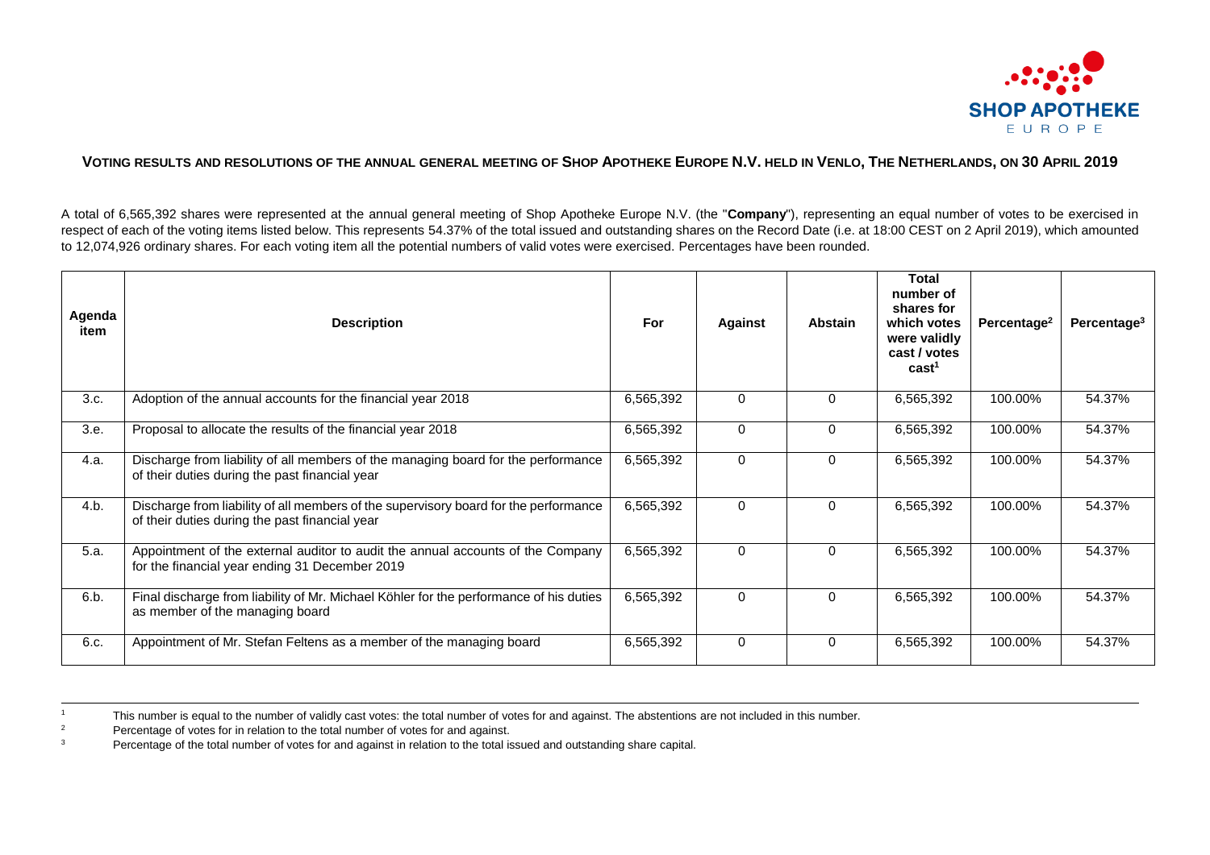# VOTING RESULTS AND RESOLUTIONS OF THE ANNUAL GENERAL MEETING OF SHOP APOTHEKE EUROPE N.V. HELD IN VENLO, THE NETHERLANDS, ON 30 APRIL 2019

A total of 6,565,392 shares were represented at the annual general meeting of Shop Apotheke Europe N.V. (the "**Company**"), representing an equal number of votes to be exercised in respect of each of the voting items listed below. This represents 54.37% of the total issued and outstanding shares on the Record Date (i.e. at 18:00 CEST on 2 April 2019), which amounted to 12,074,926 ordinary shares. For each voting item all the potential numbers of valid votes were exercised. Percentages have been rounded.

| Agenda item | Description | For | Against | Abstain | Total number of shares for which votes were validly cast / votes cast[1] | Percentage[2] | Percentage[3] |
|---|---|---|---|---|---|---|---|
| 3.c. | Adoption of the annual accounts for the financial year 2018 | 6,565,392 | 0 | 0 | 6,565,392 | 100.00% | 54.37% |
| 3.e. | Proposal to allocate the results of the financial year 2018 | 6,565,392 | 0 | 0 | 6,565,392 | 100.00% | 54.37% |
| 4.a. | Discharge from liability of all members of the managing board for the performance of their duties during the past financial year | 6,565,392 | 0 | 0 | 6,565,392 | 100.00% | 54.37% |
| 4.b. | Discharge from liability of all members of the supervisory board for the performance of their duties during the past financial year | 6,565,392 | 0 | 0 | 6,565,392 | 100.00% | 54.37% |
| 5.a. | Appointment of the external auditor to audit the annual accounts of the Company for the financial year ending 31 December 2019 | 6,565,392 | 0 | 0 | 6,565,392 | 100.00% | 54.37% |
| 6.b. | Final discharge from liability of Mr. Michael Köhler for the performance of his duties as member of the managing board | 6,565,392 | 0 | 0 | 6,565,392 | 100.00% | 54.37% |
| 6.c. | Appointment of Mr. Stefan Feltens as a member of the managing board | 6,565,392 | 0 | 0 | 6,565,392 | 100.00% | 54.37% |

[1] This number is equal to the number of validly cast votes: the total number of votes for and against. The abstentions are not included in this number.

[2] Percentage of votes for in relation to the total number of votes for and against.

[3] Percentage of the total number of votes for and against in relation to the total issued and outstanding share capital.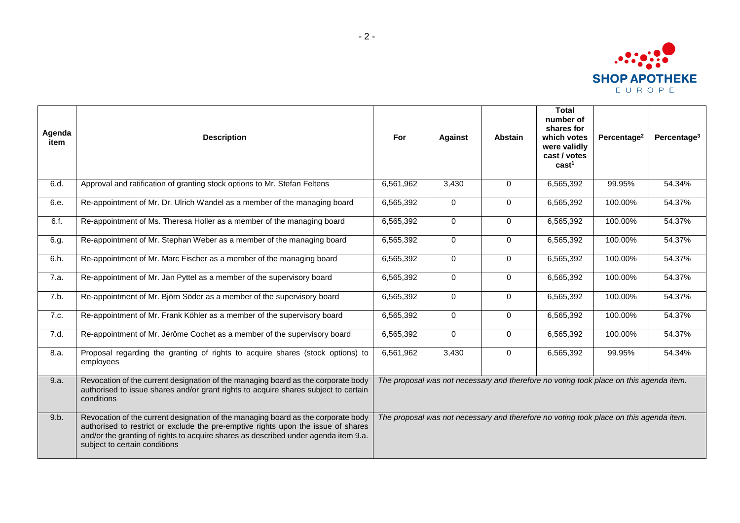| Agenda item | Description | For | Against | Abstain | Total number of shares for which votes were validly cast / votes cast[1] | Percentage[2] | Percentage[3] |
|---|---|---|---|---|---|---|---|
| 6.d. | Approval and ratification of granting stock options to Mr. Stefan Feltens | 6,561,962 | 3,430 | 0 | 6,565,392 | 99.95% | 54.34% |
| 6.e. | Re-appointment of Mr. Dr. Ulrich Wandel as a member of the managing board | 6,565,392 | 0 | 0 | 6,565,392 | 100.00% | 54.37% |
| 6.f. | Re-appointment of Ms. Theresa Holler as a member of the managing board | 6,565,392 | 0 | 0 | 6,565,392 | 100.00% | 54.37% |
| 6.g. | Re-appointment of Mr. Stephan Weber as a member of the managing board | 6,565,392 | 0 | 0 | 6,565,392 | 100.00% | 54.37% |
| 6.h. | Re-appointment of Mr. Marc Fischer as a member of the managing board | 6,565,392 | 0 | 0 | 6,565,392 | 100.00% | 54.37% |
| 7.a. | Re-appointment of Mr. Jan Pyttel as a member of the supervisory board | 6,565,392 | 0 | 0 | 6,565,392 | 100.00% | 54.37% |
| 7.b. | Re-appointment of Mr. Björn Söder as a member of the supervisory board | 6,565,392 | 0 | 0 | 6,565,392 | 100.00% | 54.37% |
| 7.c. | Re-appointment of Mr. Frank Köhler as a member of the supervisory board | 6,565,392 | 0 | 0 | 6,565,392 | 100.00% | 54.37% |
| 7.d. | Re-appointment of Mr. Jérôme Cochet as a member of the supervisory board | 6,565,392 | 0 | 0 | 6,565,392 | 100.00% | 54.37% |
| 8.a. | Proposal regarding the granting of rights to acquire shares (stock options) to employees | 6,561,962 | 3,430 | 0 | 6,565,392 | 99.95% | 54.34% |
| 9.a. | Revocation of the current designation of the managing board as the corporate body authorised to issue shares and/or grant rights to acquire shares subject to certain conditions | *The proposal was not necessary and therefore no voting took place on this agenda item.* | | | | | |
| 9.b. | Revocation of the current designation of the managing board as the corporate body authorised to restrict or exclude the pre-emptive rights upon the issue of shares and/or the granting of rights to acquire shares as described under agenda item 9.a. subject to certain conditions | *The proposal was not necessary and therefore no voting took place on this agenda item.* | | | | | |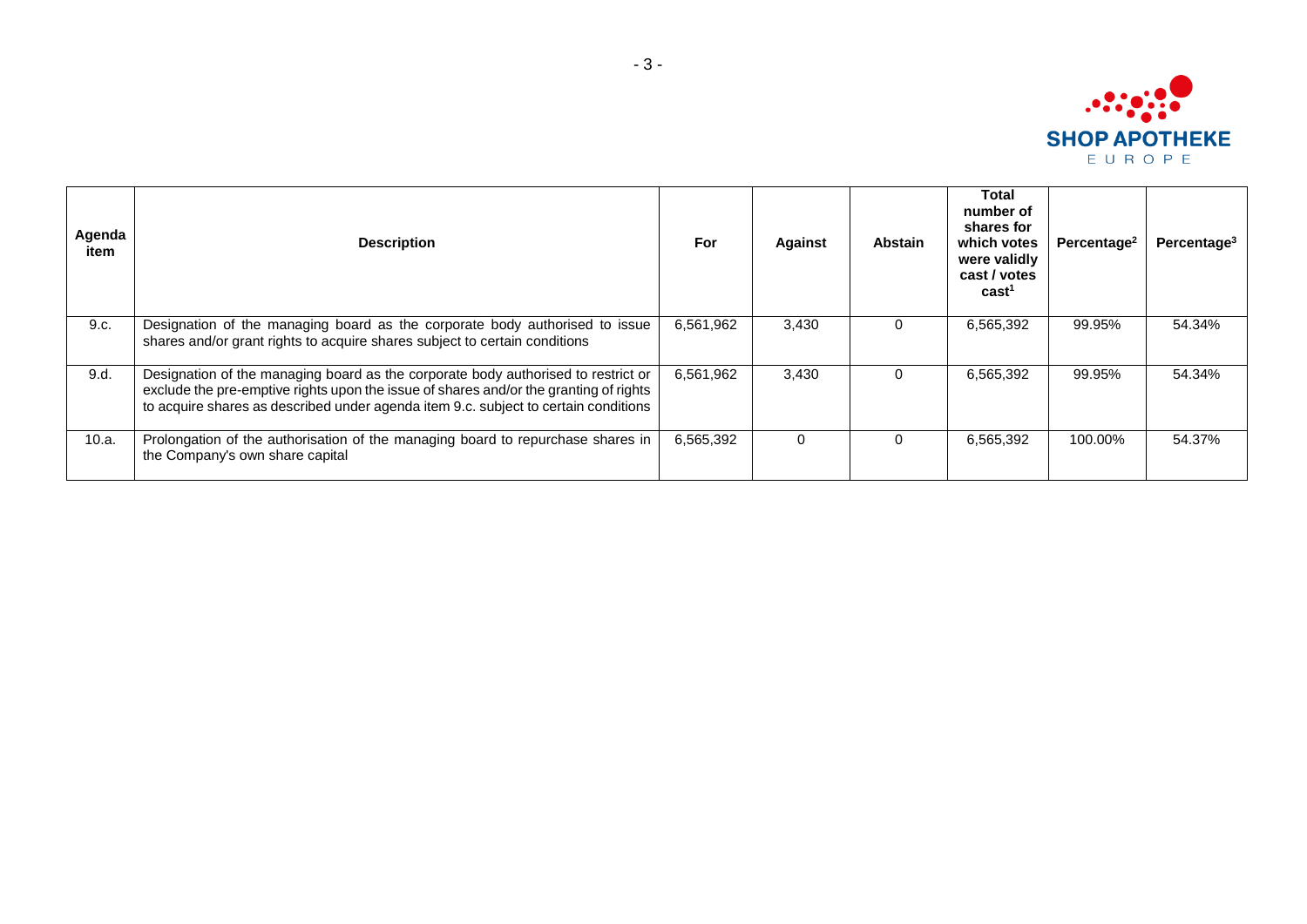| Agenda item | Description | For | Against | Abstain | Total number of shares for which votes were validly cast / votes cast[1] | Percentage[2] | Percentage[3] |
|---|---|---|---|---|---|---|---|
| 9.c. | Designation of the managing board as the corporate body authorised to issue shares and/or grant rights to acquire shares subject to certain conditions | 6,561,962 | 3,430 | 0 | 6,565,392 | 99.95% | 54.34% |
| 9.d. | Designation of the managing board as the corporate body authorised to restrict or exclude the pre-emptive rights upon the issue of shares and/or the granting of rights to acquire shares as described under agenda item 9.c. subject to certain conditions | 6,561,962 | 3,430 | 0 | 6,565,392 | 99.95% | 54.34% |
| 10.a. | Prolongation of the authorisation of the managing board to repurchase shares in the Company's own share capital | 6,565,392 | 0 | 0 | 6,565,392 | 100.00% | 54.37% |